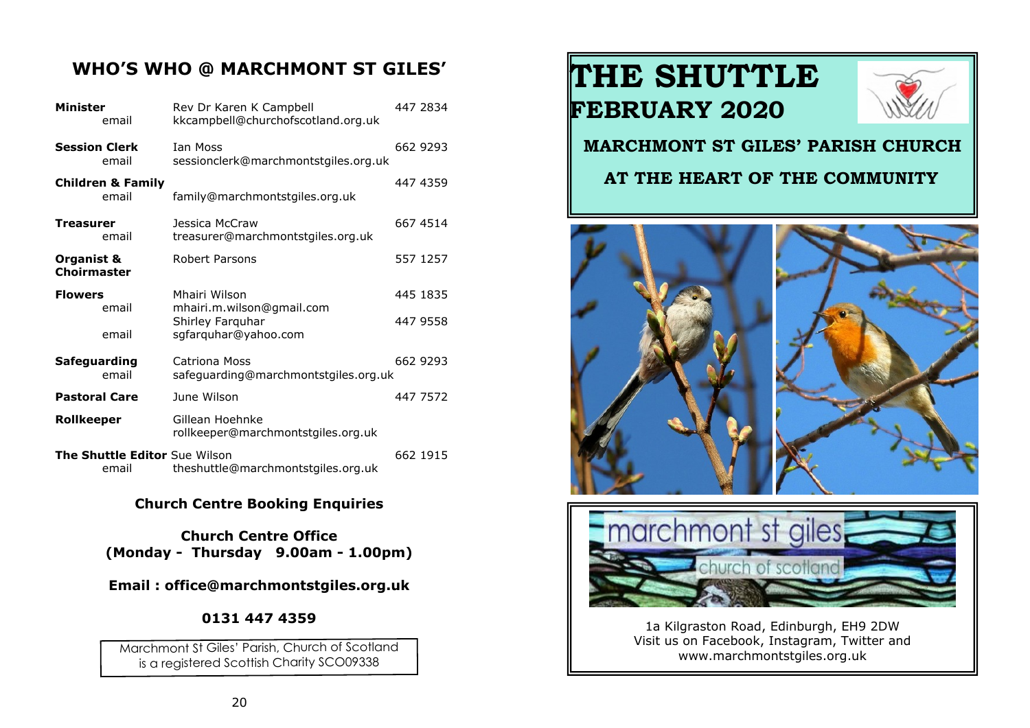## WHO'S WHO @ MARCHMONT ST GILES'

| | | |
|---|---|---|
| **Minister** | Rev Dr Karen K Campbell | 447 2834 |
| email | kkcampbell@churchofscotland.org.uk | |
| **Session Clerk** | Ian Moss | 662 9293 |
| email | sessionclerk@marchmontstgiles.org.uk | |
| **Children & Family** | | 447 4359 |
| email | family@marchmontstgiles.org.uk | |
| **Treasurer** | Jessica McCraw | 667 4514 |
| email | treasurer@marchmontstgiles.org.uk | |
| **Organist & Choirmaster** | Robert Parsons | 557 1257 |
| **Flowers** | Mhairi Wilson | 445 1835 |
| email | mhairi.m.wilson@gmail.com | |
| | Shirley Farquhar | 447 9558 |
| email | sgfarquhar@yahoo.com | |
| **Safeguarding** | Catriona Moss | 662 9293 |
| email | safeguarding@marchmontstgiles.org.uk | |
| **Pastoral Care** | June Wilson | 447 7572 |
| **Rollkeeper** | Gillean Hoehnke | |
| | rollkeeper@marchmontstgiles.org.uk | |
| **The Shuttle Editor** | Sue Wilson | 662 1915 |
| email | theshuttle@marchmontstgiles.org.uk | |

**Church Centre Booking Enquiries**

**Church Centre Office**
**(Monday - Thursday 9.00am - 1.00pm)**

**Email : office@marchmontstgiles.org.uk**

**0131 447 4359**

Marchmont St Giles' Parish, Church of Scotland is a registered Scottish Charity SCO09338

# THE SHUTTLE
## FEBRUARY 2020

### MARCHMONT ST GILES' PARISH CHURCH

### AT THE HEART OF THE COMMUNITY

marchmont st giles
church of scotland

1a Kilgraston Road, Edinburgh, EH9 2DW
Visit us on Facebook, Instagram, Twitter and www.marchmontstgiles.org.uk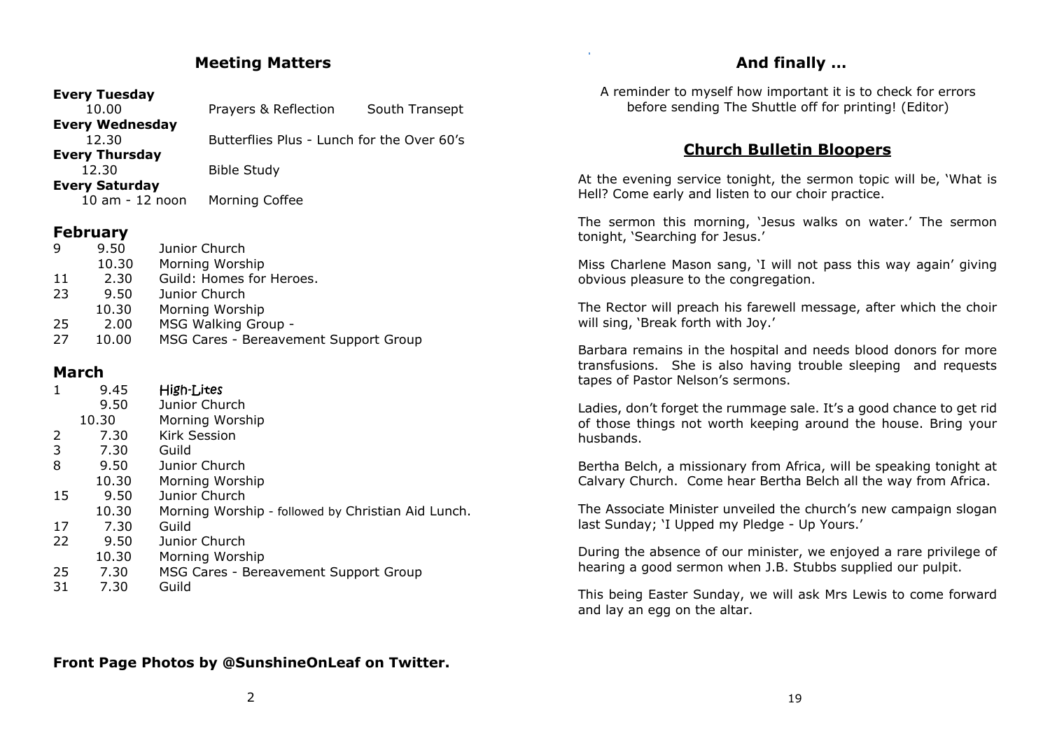## Meeting Matters

**Every Tuesday**
10.00 Prayers & Reflection South Transept

**Every Wednesday**
12.30 Butterflies Plus - Lunch for the Over 60's

**Every Thursday**
12.30 Bible Study

**Every Saturday**
10 am - 12 noon Morning Coffee

### February

| | | |
|---|---|---|
| 9 | 9.50 | Junior Church |
| | 10.30 | Morning Worship |
| 11 | 2.30 | Guild: Homes for Heroes. |
| 23 | 9.50 | Junior Church |
| | 10.30 | Morning Worship |
| 25 | 2.00 | MSG Walking Group - |
| 27 | 10.00 | MSG Cares - Bereavement Support Group |

### March

| | | |
|---|---|---|
| 1 | 9.45 | High-Lites |
| | 9.50 | Junior Church |
| | 10.30 | Morning Worship |
| 2 | 7.30 | Kirk Session |
| 3 | 7.30 | Guild |
| 8 | 9.50 | Junior Church |
| | 10.30 | Morning Worship |
| 15 | 9.50 | Junior Church |
| | 10.30 | Morning Worship - followed by Christian Aid Lunch. |
| 17 | 7.30 | Guild |
| 22 | 9.50 | Junior Church |
| | 10.30 | Morning Worship |
| 25 | 7.30 | MSG Cares - Bereavement Support Group |
| 31 | 7.30 | Guild |

**Front Page Photos by @SunshineOnLeaf on Twitter.**

## And finally ...

A reminder to myself how important it is to check for errors before sending The Shuttle off for printing! (Editor)

## Church Bulletin Bloopers

At the evening service tonight, the sermon topic will be, 'What is Hell? Come early and listen to our choir practice.

The sermon this morning, 'Jesus walks on water.' The sermon tonight, 'Searching for Jesus.'

Miss Charlene Mason sang, 'I will not pass this way again' giving obvious pleasure to the congregation.

The Rector will preach his farewell message, after which the choir will sing, 'Break forth with Joy.'

Barbara remains in the hospital and needs blood donors for more transfusions. She is also having trouble sleeping and requests tapes of Pastor Nelson's sermons.

Ladies, don't forget the rummage sale. It's a good chance to get rid of those things not worth keeping around the house. Bring your husbands.

Bertha Belch, a missionary from Africa, will be speaking tonight at Calvary Church. Come hear Bertha Belch all the way from Africa.

The Associate Minister unveiled the church's new campaign slogan last Sunday; 'I Upped my Pledge - Up Yours.'

During the absence of our minister, we enjoyed a rare privilege of hearing a good sermon when J.B. Stubbs supplied our pulpit.

This being Easter Sunday, we will ask Mrs Lewis to come forward and lay an egg on the altar.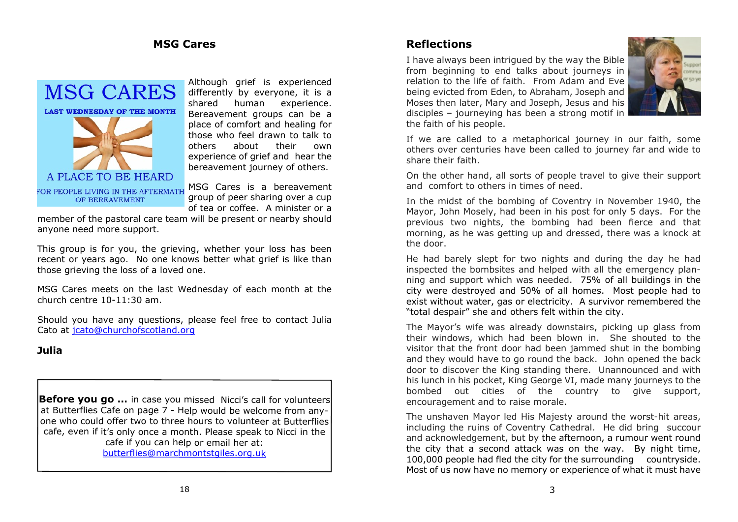## MSG Cares

MSG CARES

LAST WEDNESDAY OF THE MONTH

A PLACE TO BE HEARD

FOR PEOPLE LIVING IN THE AFTERMATH OF BEREAVEMENT

Although grief is experienced differently by everyone, it is a shared human experience. Bereavement groups can be a place of comfort and healing for those who feel drawn to talk to others about their own experience of grief and hear the bereavement journey of others.

MSG Cares is a bereavement group of peer sharing over a cup of tea or coffee. A minister or a member of the pastoral care team will be present or nearby should anyone need more support.

This group is for you, the grieving, whether your loss has been recent or years ago. No one knows better what grief is like than those grieving the loss of a loved one.

MSG Cares meets on the last Wednesday of each month at the church centre 10-11:30 am.

Should you have any questions, please feel free to contact Julia Cato at jcato@churchofscotland.org

**Julia**

**Before you go ...** in case you missed Nicci's call for volunteers at Butterflies Cafe on page 7 - Help would be welcome from anyone who could offer two to three hours to volunteer at Butterflies cafe, even if it's only once a month. Please speak to Nicci in the cafe if you can help or email her at: butterflies@marchmontstgiles.org.uk

## Reflections

I have always been intrigued by the way the Bible from beginning to end talks about journeys in relation to the life of faith. From Adam and Eve being evicted from Eden, to Abraham, Joseph and Moses then later, Mary and Joseph, Jesus and his disciples – journeying has been a strong motif in the faith of his people.

If we are called to a metaphorical journey in our faith, some others over centuries have been called to journey far and wide to share their faith.

On the other hand, all sorts of people travel to give their support and comfort to others in times of need.

In the midst of the bombing of Coventry in November 1940, the Mayor, John Mosely, had been in his post for only 5 days. For the previous two nights, the bombing had been fierce and that morning, as he was getting up and dressed, there was a knock at the door.

He had barely slept for two nights and during the day he had inspected the bombsites and helped with all the emergency planning and support which was needed. 75% of all buildings in the city were destroyed and 50% of all homes. Most people had to exist without water, gas or electricity. A survivor remembered the "total despair" she and others felt within the city.

The Mayor's wife was already downstairs, picking up glass from their windows, which had been blown in. She shouted to the visitor that the front door had been jammed shut in the bombing and they would have to go round the back. John opened the back door to discover the King standing there. Unannounced and with his lunch in his pocket, King George VI, made many journeys to the bombed out cities of the country to give support, encouragement and to raise morale.

The unshaven Mayor led His Majesty around the worst-hit areas, including the ruins of Coventry Cathedral. He did bring succour and acknowledgement, but by the afternoon, a rumour went round the city that a second attack was on the way. By night time, 100,000 people had fled the city for the surrounding countryside. Most of us now have no memory or experience of what it must have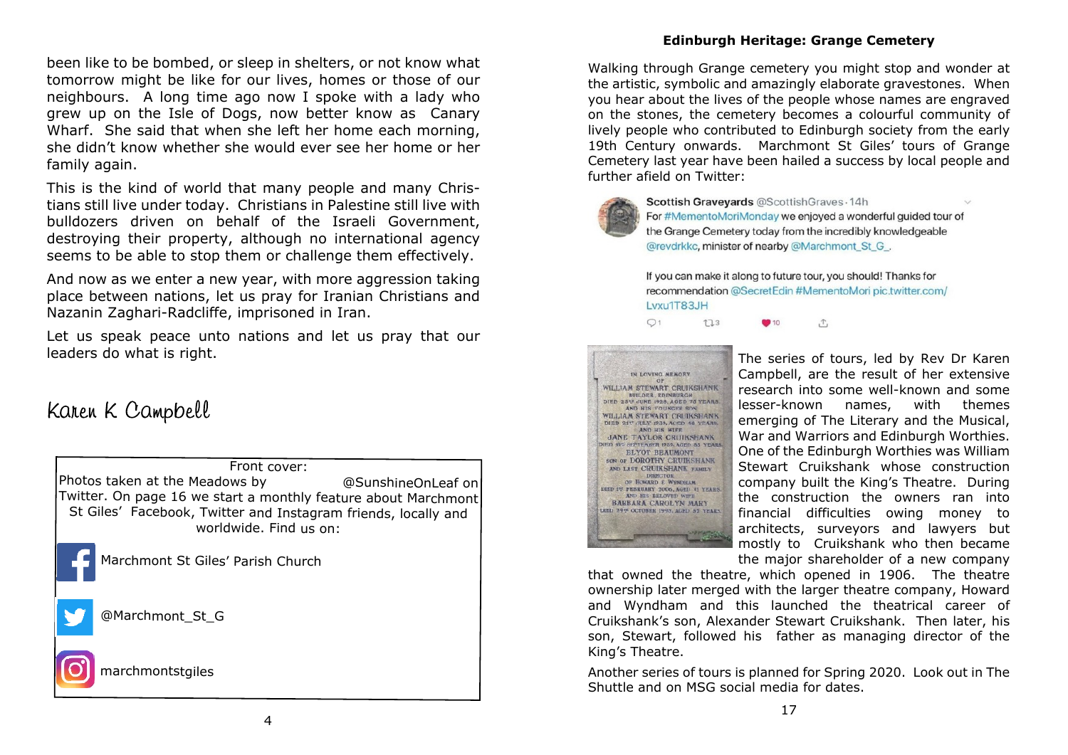been like to be bombed, or sleep in shelters, or not know what tomorrow might be like for our lives, homes or those of our neighbours. A long time ago now I spoke with a lady who grew up on the Isle of Dogs, now better know as Canary Wharf. She said that when she left her home each morning, she didn't know whether she would ever see her home or her family again.

This is the kind of world that many people and many Christians still live under today. Christians in Palestine still live with bulldozers driven on behalf of the Israeli Government, destroying their property, although no international agency seems to be able to stop them or challenge them effectively.

And now as we enter a new year, with more aggression taking place between nations, let us pray for Iranian Christians and Nazanin Zaghari-Radcliffe, imprisoned in Iran.

Let us speak peace unto nations and let us pray that our leaders do what is right.

*Karen K Campbell*

Front cover:
Photos taken at the Meadows by @SunshineOnLeaf on Twitter. On page 16 we start a monthly feature about Marchmont St Giles' Facebook, Twitter and Instagram friends, locally and worldwide. Find us on:

Marchmont St Giles' Parish Church

@Marchmont_St_G

marchmontstgiles

**Edinburgh Heritage: Grange Cemetery**

Walking through Grange cemetery you might stop and wonder at the artistic, symbolic and amazingly elaborate gravestones. When you hear about the lives of the people whose names are engraved on the stones, the cemetery becomes a colourful community of lively people who contributed to Edinburgh society from the early 19th Century onwards. Marchmont St Giles' tours of Grange Cemetery last year have been hailed a success by local people and further afield on Twitter:

Scottish Graveyards @ScottishGraves · 14h
For #MementoMoriMonday we enjoyed a wonderful guided tour of the Grange Cemetery today from the incredibly knowledgeable @revdrkkc, minister of nearby @Marchmont_St_G_.

If you can make it along to future tour, you should! Thanks for recommendation @SecretEdin #MementoMori pic.twitter.com/Lvxu1T83JH

The series of tours, led by Rev Dr Karen Campbell, are the result of her extensive research into some well-known and some lesser-known names, with themes emerging of The Literary and the Musical, War and Warriors and Edinburgh Worthies. One of the Edinburgh Worthies was William Stewart Cruikshank whose construction company built the King's Theatre. During the construction the owners ran into financial difficulties owing money to architects, surveyors and lawyers but mostly to Cruikshank who then became the major shareholder of a new company that owned the theatre, which opened in 1906. The theatre ownership later merged with the larger theatre company, Howard and Wyndham and this launched the theatrical career of Cruikshank's son, Alexander Stewart Cruikshank. Then later, his son, Stewart, followed his father as managing director of the King's Theatre.

Another series of tours is planned for Spring 2020. Look out in The Shuttle and on MSG social media for dates.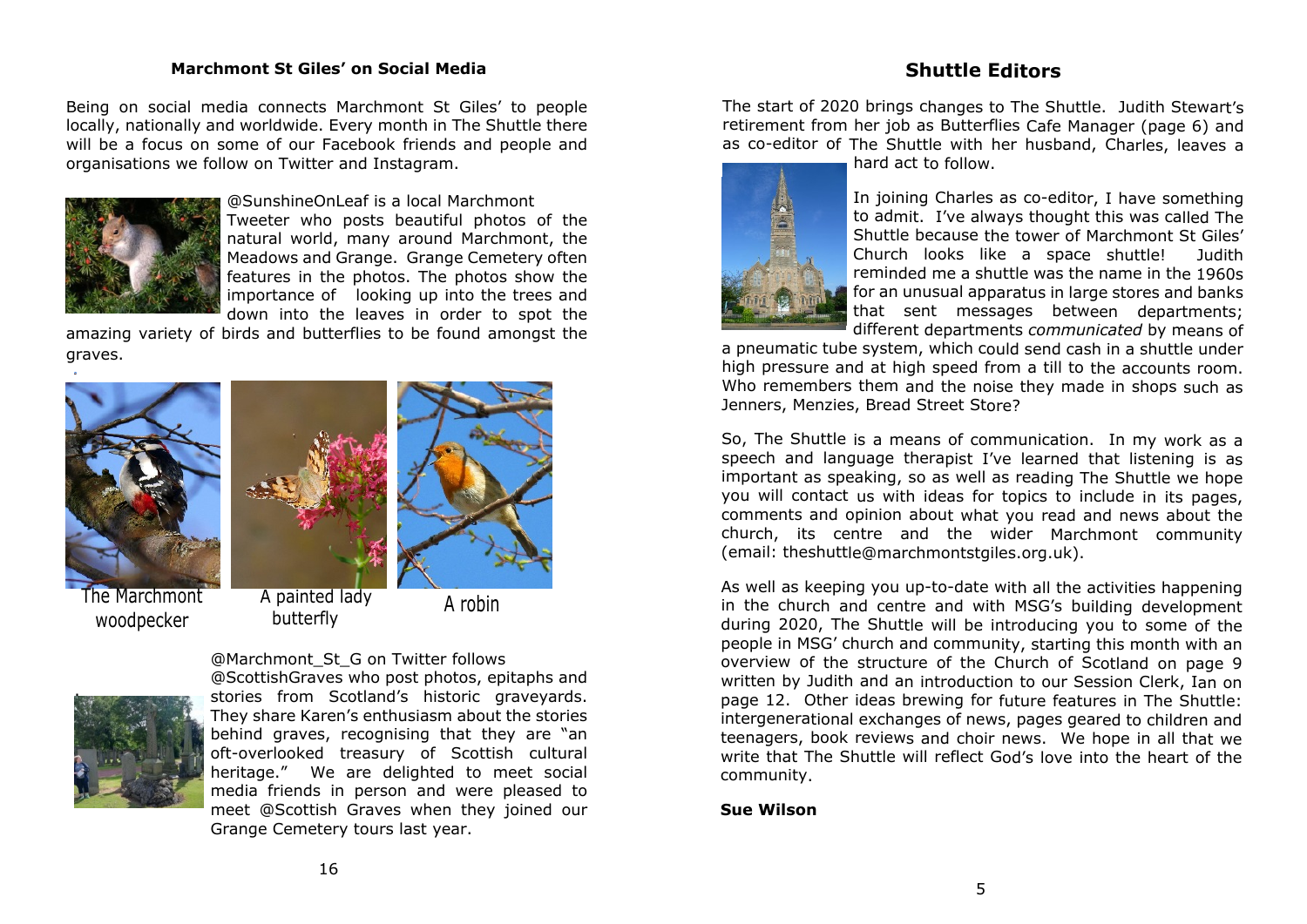## Marchmont St Giles' on Social Media

Being on social media connects Marchmont St Giles' to people locally, nationally and worldwide. Every month in The Shuttle there will be a focus on some of our Facebook friends and people and organisations we follow on Twitter and Instagram.

@SunshineOnLeaf is a local Marchmont Tweeter who posts beautiful photos of the natural world, many around Marchmont, the Meadows and Grange. Grange Cemetery often features in the photos. The photos show the importance of looking up into the trees and down into the leaves in order to spot the amazing variety of birds and butterflies to be found amongst the graves.

The Marchmont woodpecker

A painted lady butterfly

A robin

@Marchmont_St_G on Twitter follows @ScottishGraves who post photos, epitaphs and stories from Scotland's historic graveyards. They share Karen's enthusiasm about the stories behind graves, recognising that they are "an oft-overlooked treasury of Scottish cultural heritage." We are delighted to meet social media friends in person and were pleased to meet @Scottish Graves when they joined our Grange Cemetery tours last year.

## Shuttle Editors

The start of 2020 brings changes to The Shuttle. Judith Stewart's retirement from her job as Butterflies Cafe Manager (page 6) and as co-editor of The Shuttle with her husband, Charles, leaves a hard act to follow.

In joining Charles as co-editor, I have something to admit. I've always thought this was called The Shuttle because the tower of Marchmont St Giles' Church looks like a space shuttle! Judith reminded me a shuttle was the name in the 1960s for an unusual apparatus in large stores and banks that sent messages between departments; different departments *communicated* by means of a pneumatic tube system, which could send cash in a shuttle under high pressure and at high speed from a till to the accounts room. Who remembers them and the noise they made in shops such as Jenners, Menzies, Bread Street Store?

So, The Shuttle is a means of communication. In my work as a speech and language therapist I've learned that listening is as important as speaking, so as well as reading The Shuttle we hope you will contact us with ideas for topics to include in its pages, comments and opinion about what you read and news about the church, its centre and the wider Marchmont community (email: theshuttle@marchmontstgiles.org.uk).

As well as keeping you up-to-date with all the activities happening in the church and centre and with MSG's building development during 2020, The Shuttle will be introducing you to some of the people in MSG' church and community, starting this month with an overview of the structure of the Church of Scotland on page 9 written by Judith and an introduction to our Session Clerk, Ian on page 12. Other ideas brewing for future features in The Shuttle: intergenerational exchanges of news, pages geared to children and teenagers, book reviews and choir news. We hope in all that we write that The Shuttle will reflect God's love into the heart of the community.

**Sue Wilson**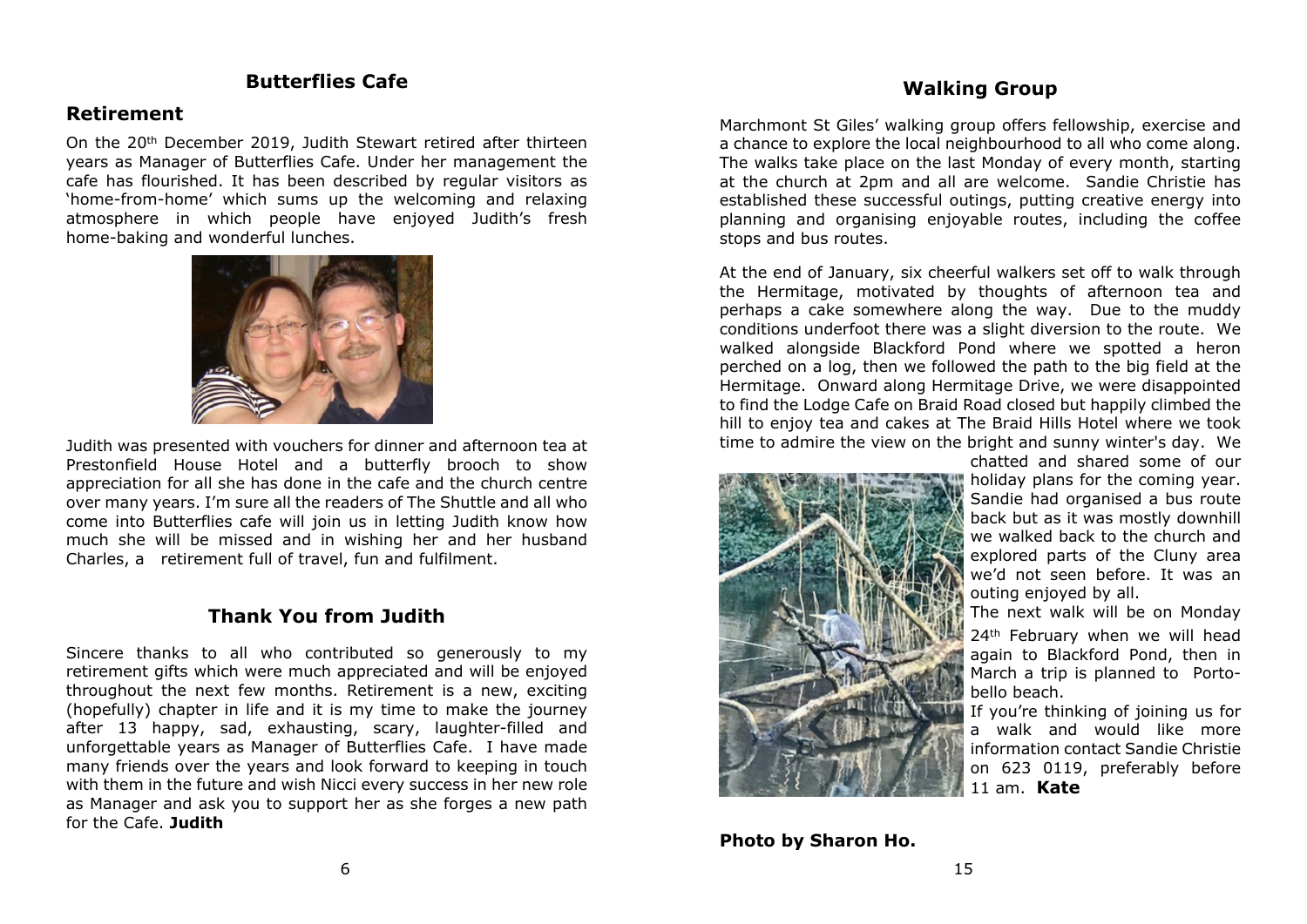## Butterflies Cafe

### Retirement

On the 20th December 2019, Judith Stewart retired after thirteen years as Manager of Butterflies Cafe. Under her management the cafe has flourished. It has been described by regular visitors as 'home-from-home' which sums up the welcoming and relaxing atmosphere in which people have enjoyed Judith's fresh home-baking and wonderful lunches.

Judith was presented with vouchers for dinner and afternoon tea at Prestonfield House Hotel and a butterfly brooch to show appreciation for all she has done in the cafe and the church centre over many years. I'm sure all the readers of The Shuttle and all who come into Butterflies cafe will join us in letting Judith know how much she will be missed and in wishing her and her husband Charles, a retirement full of travel, fun and fulfilment.

## Thank You from Judith

Sincere thanks to all who contributed so generously to my retirement gifts which were much appreciated and will be enjoyed throughout the next few months. Retirement is a new, exciting (hopefully) chapter in life and it is my time to make the journey after 13 happy, sad, exhausting, scary, laughter-filled and unforgettable years as Manager of Butterflies Cafe. I have made many friends over the years and look forward to keeping in touch with them in the future and wish Nicci every success in her new role as Manager and ask you to support her as she forges a new path for the Cafe. **Judith**

## Walking Group

Marchmont St Giles' walking group offers fellowship, exercise and a chance to explore the local neighbourhood to all who come along. The walks take place on the last Monday of every month, starting at the church at 2pm and all are welcome. Sandie Christie has established these successful outings, putting creative energy into planning and organising enjoyable routes, including the coffee stops and bus routes.

At the end of January, six cheerful walkers set off to walk through the Hermitage, motivated by thoughts of afternoon tea and perhaps a cake somewhere along the way. Due to the muddy conditions underfoot there was a slight diversion to the route. We walked alongside Blackford Pond where we spotted a heron perched on a log, then we followed the path to the big field at the Hermitage. Onward along Hermitage Drive, we were disappointed to find the Lodge Cafe on Braid Road closed but happily climbed the hill to enjoy tea and cakes at The Braid Hills Hotel where we took time to admire the view on the bright and sunny winter's day. We chatted and shared some of our holiday plans for the coming year. Sandie had organised a bus route back but as it was mostly downhill we walked back to the church and explored parts of the Cluny area we'd not seen before. It was an outing enjoyed by all.

The next walk will be on Monday 24th February when we will head again to Blackford Pond, then in March a trip is planned to Portobello beach.

If you're thinking of joining us for a walk and would like more information contact Sandie Christie on 623 0119, preferably before 11 am. **Kate**

**Photo by Sharon Ho.**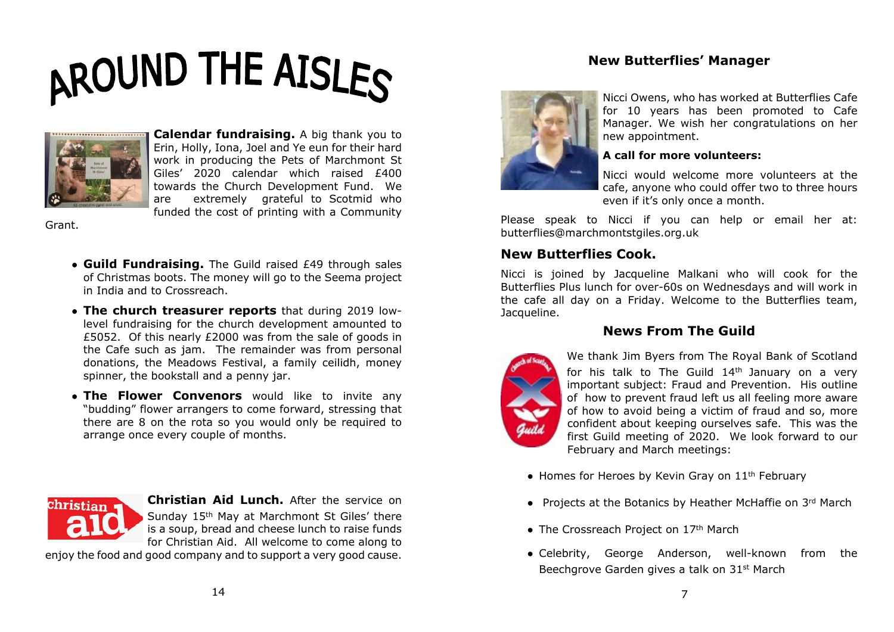# AROUND THE AISLES

**Calendar fundraising.** A big thank you to Erin, Holly, Iona, Joel and Ye eun for their hard work in producing the Pets of Marchmont St Giles' 2020 calendar which raised £400 towards the Church Development Fund. We are extremely grateful to Scotmid who funded the cost of printing with a Community Grant.

- **Guild Fundraising.** The Guild raised £49 through sales of Christmas boots. The money will go to the Seema project in India and to Crossreach.
- **The church treasurer reports** that during 2019 low-level fundraising for the church development amounted to £5052. Of this nearly £2000 was from the sale of goods in the Cafe such as jam. The remainder was from personal donations, the Meadows Festival, a family ceilidh, money spinner, the bookstall and a penny jar.
- **The Flower Convenors** would like to invite any "budding" flower arrangers to come forward, stressing that there are 8 on the rota so you would only be required to arrange once every couple of months.

**Christian Aid Lunch.** After the service on Sunday 15th May at Marchmont St Giles' there is a soup, bread and cheese lunch to raise funds for Christian Aid. All welcome to come along to enjoy the food and good company and to support a very good cause.

## New Butterflies' Manager

Nicci Owens, who has worked at Butterflies Cafe for 10 years has been promoted to Cafe Manager. We wish her congratulations on her new appointment.

**A call for more volunteers:**

Nicci would welcome more volunteers at the cafe, anyone who could offer two to three hours even if it's only once a month.

Please speak to Nicci if you can help or email her at: butterflies@marchmontstgiles.org.uk

## New Butterflies Cook.

Nicci is joined by Jacqueline Malkani who will cook for the Butterflies Plus lunch for over-60s on Wednesdays and will work in the cafe all day on a Friday. Welcome to the Butterflies team, Jacqueline.

## News From The Guild

We thank Jim Byers from The Royal Bank of Scotland for his talk to The Guild 14th January on a very important subject: Fraud and Prevention. His outline of how to prevent fraud left us all feeling more aware of how to avoid being a victim of fraud and so, more confident about keeping ourselves safe. This was the first Guild meeting of 2020. We look forward to our February and March meetings:

- Homes for Heroes by Kevin Gray on 11th February
- Projects at the Botanics by Heather McHaffie on 3rd March
- The Crossreach Project on 17th March
- Celebrity, George Anderson, well-known from the Beechgrove Garden gives a talk on 31st March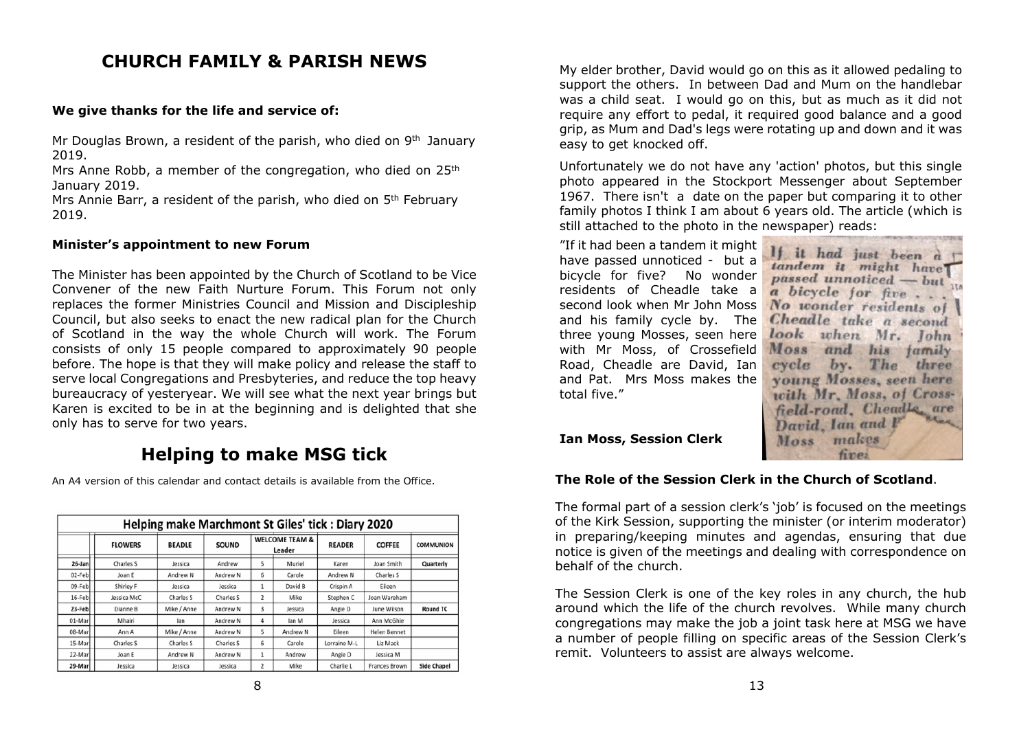# CHURCH FAMILY & PARISH NEWS

**We give thanks for the life and service of:**

Mr Douglas Brown, a resident of the parish, who died on 9th January 2019.
Mrs Anne Robb, a member of the congregation, who died on 25th January 2019.
Mrs Annie Barr, a resident of the parish, who died on 5th February 2019.

**Minister's appointment to new Forum**

The Minister has been appointed by the Church of Scotland to be Vice Convener of the new Faith Nurture Forum. This Forum not only replaces the former Ministries Council and Mission and Discipleship Council, but also seeks to enact the new radical plan for the Church of Scotland in the way the whole Church will work. The Forum consists of only 15 people compared to approximately 90 people before. The hope is that they will make policy and release the staff to serve local Congregations and Presbyteries, and reduce the top heavy bureaucracy of yesteryear. We will see what the next year brings but Karen is excited to be in at the beginning and is delighted that she only has to serve for two years.

# Helping to make MSG tick

An A4 version of this calendar and contact details is available from the Office.

| Helping make Marchmont St Giles' tick : Diary 2020 | | | | | | | | |
|---|---|---|---|---|---|---|---|---|
| | FLOWERS | BEADLE | SOUND | WELCOME TEAM & Leader | | READER | COFFEE | COMMUNION |
| 26-Jan | Charles S | Jessica | Andrew | 5 | Muriel | Karen | Joan Smith | Quarterly |
| 02-Feb | Joan E | Andrew N | Andrew N | 6 | Carole | Andrew N | Charles S | |
| 09-Feb | Shirley F | Jessica | Jessica | 1 | David B | Crispin A | Eileen | |
| 16-Feb | Jessica McC | Charles S | Charles S | 2 | Mike | Stephen C | Joan Wareham | |
| 23-Feb | Dianne B | Mike / Anne | Andrew N | 3 | Jessica | Angie D | June Wilson | Round TC |
| 01-Mar | Mhairi | Ian | Andrew N | 4 | Ian M | Jessica | Ann McGhie | |
| 08-Mar | Ann A | Mike / Anne | Andrew N | 5 | Andrew N | Eileen | Helen Bennet | |
| 15-Mar | Charles S | Charles S | Charles S | 6 | Carole | Lorraine M-L | Liz Mack | |
| 22-Mar | Joan E | Andrew N | Andrew N | 1 | Andrew | Angie D | Jessica M | |
| 29-Mar | Jessica | Jessica | Jessica | 2 | Mike | Charlie L | Frances Brown | Side Chapel |

My elder brother, David would go on this as it allowed pedaling to support the others. In between Dad and Mum on the handlebar was a child seat. I would go on this, but as much as it did not require any effort to pedal, it required good balance and a good grip, as Mum and Dad's legs were rotating up and down and it was easy to get knocked off.

Unfortunately we do not have any 'action' photos, but this single photo appeared in the Stockport Messenger about September 1967. There isn't a date on the paper but comparing it to other family photos I think I am about 6 years old. The article (which is still attached to the photo in the newspaper) reads:

"If it had been a tandem it might have passed unnoticed - but a bicycle for five? No wonder residents of Cheadle take a second look when Mr John Moss and his family cycle by. The three young Mosses, seen here with Mr Moss, of Crossefield Road, Cheadle are David, Ian and Pat. Mrs Moss makes the total five."

*If it had just been a tandem it might have passed unnoticed — but a bicycle for five . . . No wonder residents of Cheadle take a second look when Mr. John Moss and his family cycle by. The three young Mosses, seen here with Mr. Moss, of Crossfield-road, Cheadle, are David, Ian and P... Moss makes five.*

**Ian Moss, Session Clerk**

**The Role of the Session Clerk in the Church of Scotland**.

The formal part of a session clerk's 'job' is focused on the meetings of the Kirk Session, supporting the minister (or interim moderator) in preparing/keeping minutes and agendas, ensuring that due notice is given of the meetings and dealing with correspondence on behalf of the church.

The Session Clerk is one of the key roles in any church, the hub around which the life of the church revolves. While many church congregations may make the job a joint task here at MSG we have a number of people filling on specific areas of the Session Clerk's remit. Volunteers to assist are always welcome.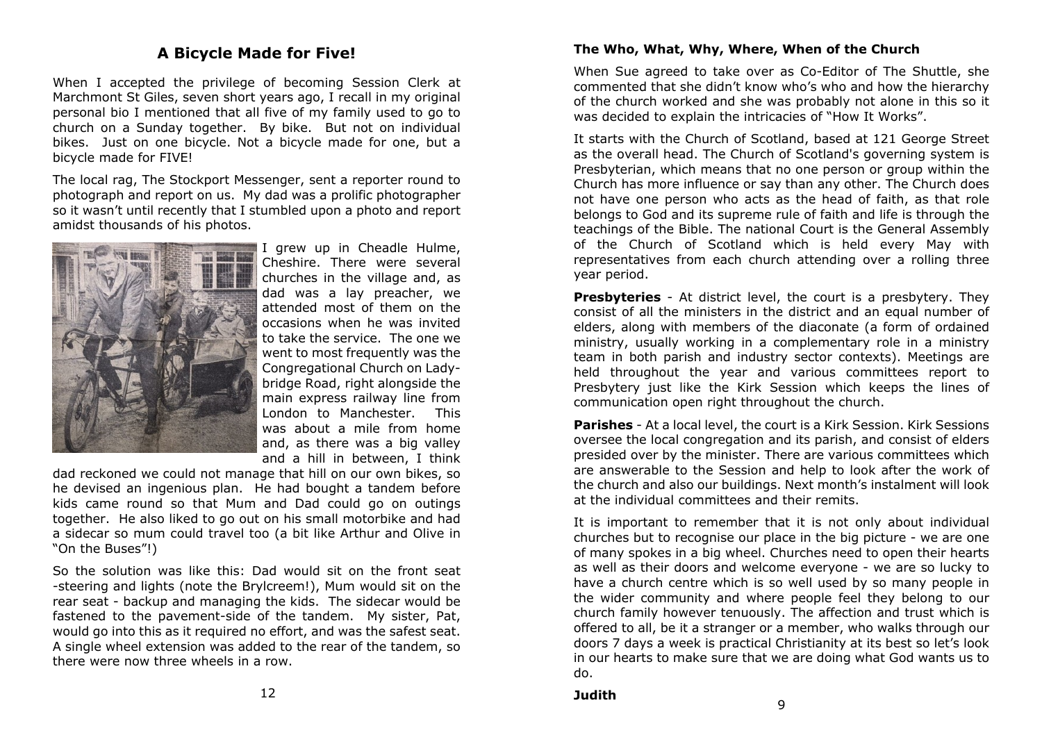## A Bicycle Made for Five!

When I accepted the privilege of becoming Session Clerk at Marchmont St Giles, seven short years ago, I recall in my original personal bio I mentioned that all five of my family used to go to church on a Sunday together. By bike. But not on individual bikes. Just on one bicycle. Not a bicycle made for one, but a bicycle made for FIVE!

The local rag, The Stockport Messenger, sent a reporter round to photograph and report on us. My dad was a prolific photographer so it wasn't until recently that I stumbled upon a photo and report amidst thousands of his photos.

I grew up in Cheadle Hulme, Cheshire. There were several churches in the village and, as dad was a lay preacher, we attended most of them on the occasions when he was invited to take the service. The one we went to most frequently was the Congregational Church on Ladybridge Road, right alongside the main express railway line from London to Manchester. This was about a mile from home and, as there was a big valley and a hill in between, I think dad reckoned we could not manage that hill on our own bikes, so he devised an ingenious plan. He had bought a tandem before kids came round so that Mum and Dad could go on outings together. He also liked to go out on his small motorbike and had a sidecar so mum could travel too (a bit like Arthur and Olive in "On the Buses"!)

So the solution was like this: Dad would sit on the front seat -steering and lights (note the Brylcreem!), Mum would sit on the rear seat - backup and managing the kids. The sidecar would be fastened to the pavement-side of the tandem. My sister, Pat, would go into this as it required no effort, and was the safest seat. A single wheel extension was added to the rear of the tandem, so there were now three wheels in a row.

### The Who, What, Why, Where, When of the Church

When Sue agreed to take over as Co-Editor of The Shuttle, she commented that she didn't know who's who and how the hierarchy of the church worked and she was probably not alone in this so it was decided to explain the intricacies of "How It Works".

It starts with the Church of Scotland, based at 121 George Street as the overall head. The Church of Scotland's governing system is Presbyterian, which means that no one person or group within the Church has more influence or say than any other. The Church does not have one person who acts as the head of faith, as that role belongs to God and its supreme rule of faith and life is through the teachings of the Bible. The national Court is the General Assembly of the Church of Scotland which is held every May with representatives from each church attending over a rolling three year period.

**Presbyteries** - At district level, the court is a presbytery. They consist of all the ministers in the district and an equal number of elders, along with members of the diaconate (a form of ordained ministry, usually working in a complementary role in a ministry team in both parish and industry sector contexts). Meetings are held throughout the year and various committees report to Presbytery just like the Kirk Session which keeps the lines of communication open right throughout the church.

**Parishes** - At a local level, the court is a Kirk Session. Kirk Sessions oversee the local congregation and its parish, and consist of elders presided over by the minister. There are various committees which are answerable to the Session and help to look after the work of the church and also our buildings. Next month's instalment will look at the individual committees and their remits.

It is important to remember that it is not only about individual churches but to recognise our place in the big picture - we are one of many spokes in a big wheel. Churches need to open their hearts as well as their doors and welcome everyone - we are so lucky to have a church centre which is so well used by so many people in the wider community and where people feel they belong to our church family however tenuously. The affection and trust which is offered to all, be it a stranger or a member, who walks through our doors 7 days a week is practical Christianity at its best so let's look in our hearts to make sure that we are doing what God wants us to do.

**Judith**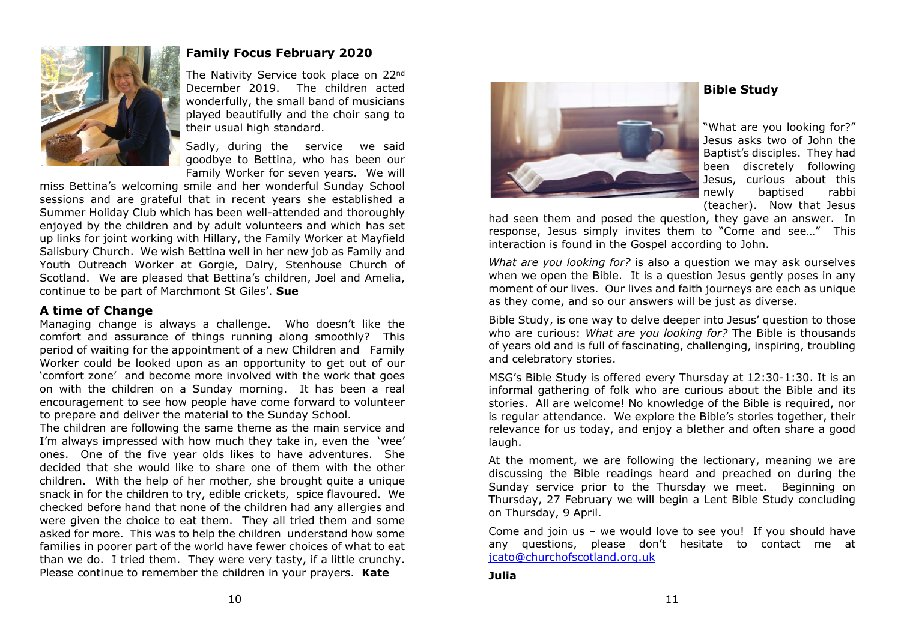## Family Focus February 2020

The Nativity Service took place on 22nd December 2019. The children acted wonderfully, the small band of musicians played beautifully and the choir sang to their usual high standard.

Sadly, during the service we said goodbye to Bettina, who has been our Family Worker for seven years. We will miss Bettina's welcoming smile and her wonderful Sunday School sessions and are grateful that in recent years she established a Summer Holiday Club which has been well-attended and thoroughly enjoyed by the children and by adult volunteers and which has set up links for joint working with Hillary, the Family Worker at Mayfield Salisbury Church. We wish Bettina well in her new job as Family and Youth Outreach Worker at Gorgie, Dalry, Stenhouse Church of Scotland. We are pleased that Bettina's children, Joel and Amelia, continue to be part of Marchmont St Giles'. **Sue**

## A time of Change

Managing change is always a challenge. Who doesn't like the comfort and assurance of things running along smoothly? This period of waiting for the appointment of a new Children and Family Worker could be looked upon as an opportunity to get out of our 'comfort zone' and become more involved with the work that goes on with the children on a Sunday morning. It has been a real encouragement to see how people have come forward to volunteer to prepare and deliver the material to the Sunday School.

The children are following the same theme as the main service and I'm always impressed with how much they take in, even the 'wee' ones. One of the five year olds likes to have adventures. She decided that she would like to share one of them with the other children. With the help of her mother, she brought quite a unique snack in for the children to try, edible crickets, spice flavoured. We checked before hand that none of the children had any allergies and were given the choice to eat them. They all tried them and some asked for more. This was to help the children understand how some families in poorer part of the world have fewer choices of what to eat than we do. I tried them. They were very tasty, if a little crunchy. Please continue to remember the children in your prayers. **Kate**

## Bible Study

"What are you looking for?" Jesus asks two of John the Baptist's disciples. They had been discretely following Jesus, curious about this newly baptised rabbi (teacher). Now that Jesus had seen them and posed the question, they gave an answer. In response, Jesus simply invites them to "Come and see…" This interaction is found in the Gospel according to John.

*What are you looking for?* is also a question we may ask ourselves when we open the Bible. It is a question Jesus gently poses in any moment of our lives. Our lives and faith journeys are each as unique as they come, and so our answers will be just as diverse.

Bible Study, is one way to delve deeper into Jesus' question to those who are curious: *What are you looking for?* The Bible is thousands of years old and is full of fascinating, challenging, inspiring, troubling and celebratory stories.

MSG's Bible Study is offered every Thursday at 12:30-1:30. It is an informal gathering of folk who are curious about the Bible and its stories. All are welcome! No knowledge of the Bible is required, nor is regular attendance. We explore the Bible's stories together, their relevance for us today, and enjoy a blether and often share a good laugh.

At the moment, we are following the lectionary, meaning we are discussing the Bible readings heard and preached on during the Sunday service prior to the Thursday we meet. Beginning on Thursday, 27 February we will begin a Lent Bible Study concluding on Thursday, 9 April.

Come and join us – we would love to see you! If you should have any questions, please don't hesitate to contact me at jcato@churchofscotland.org.uk

**Julia**